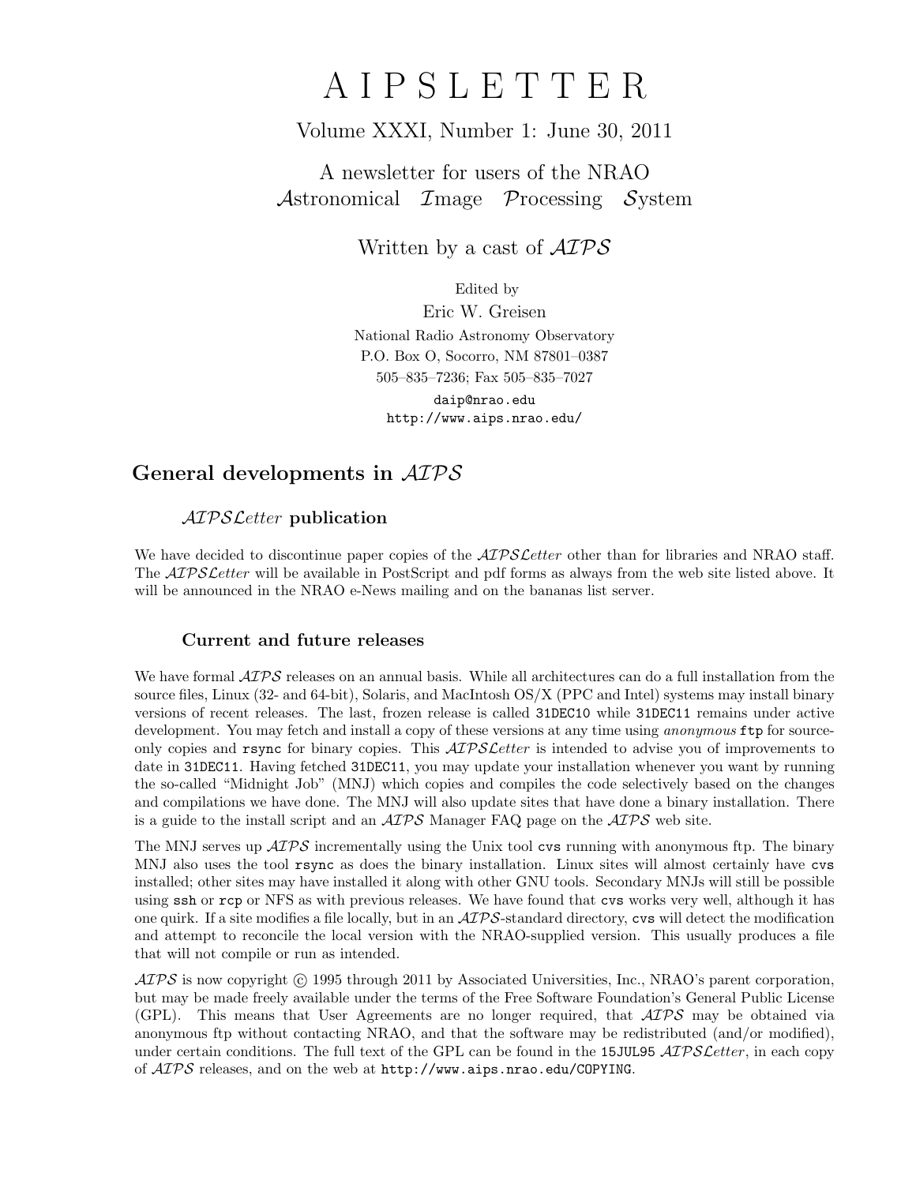# AIPSLETTER

Volume XXXI, Number 1: June 30, 2011

A newsletter for users of the NRAO
*Astronomical Image Processing System*

Written by a cast of *AIPS*

Edited by
Eric W. Greisen
National Radio Astronomy Observatory
P.O. Box O, Socorro, NM 87801–0387
505–835–7236; Fax 505–835–7027
`daip@nrao.edu`
`http://www.aips.nrao.edu/`

## General developments in *AIPS*

### *AIPSLetter* publication

We have decided to discontinue paper copies of the *AIPSLetter* other than for libraries and NRAO staff. The *AIPSLetter* will be available in PostScript and pdf forms as always from the web site listed above. It will be announced in the NRAO e-News mailing and on the bananas list server.

### Current and future releases

We have formal *AIPS* releases on an annual basis. While all architectures can do a full installation from the source files, Linux (32- and 64-bit), Solaris, and MacIntosh OS/X (PPC and Intel) systems may install binary versions of recent releases. The last, frozen release is called `31DEC10` while `31DEC11` remains under active development. You may fetch and install a copy of these versions at any time using *anonymous* `ftp` for source-only copies and `rsync` for binary copies. This *AIPSLetter* is intended to advise you of improvements to date in `31DEC11`. Having fetched `31DEC11`, you may update your installation whenever you want by running the so-called "Midnight Job" (MNJ) which copies and compiles the code selectively based on the changes and compilations we have done. The MNJ will also update sites that have done a binary installation. There is a guide to the install script and an *AIPS* Manager FAQ page on the *AIPS* web site.

The MNJ serves up *AIPS* incrementally using the Unix tool `cvs` running with anonymous ftp. The binary MNJ also uses the tool `rsync` as does the binary installation. Linux sites will almost certainly have `cvs` installed; other sites may have installed it along with other GNU tools. Secondary MNJs will still be possible using `ssh` or `rcp` or NFS as with previous releases. We have found that `cvs` works very well, although it has one quirk. If a site modifies a file locally, but in an *AIPS*-standard directory, `cvs` will detect the modification and attempt to reconcile the local version with the NRAO-supplied version. This usually produces a file that will not compile or run as intended.

*AIPS* is now copyright © 1995 through 2011 by Associated Universities, Inc., NRAO's parent corporation, but may be made freely available under the terms of the Free Software Foundation's General Public License (GPL). This means that User Agreements are no longer required, that *AIPS* may be obtained via anonymous ftp without contacting NRAO, and that the software may be redistributed (and/or modified), under certain conditions. The full text of the GPL can be found in the `15JUL95` *AIPSLetter*, in each copy of *AIPS* releases, and on the web at `http://www.aips.nrao.edu/COPYING`.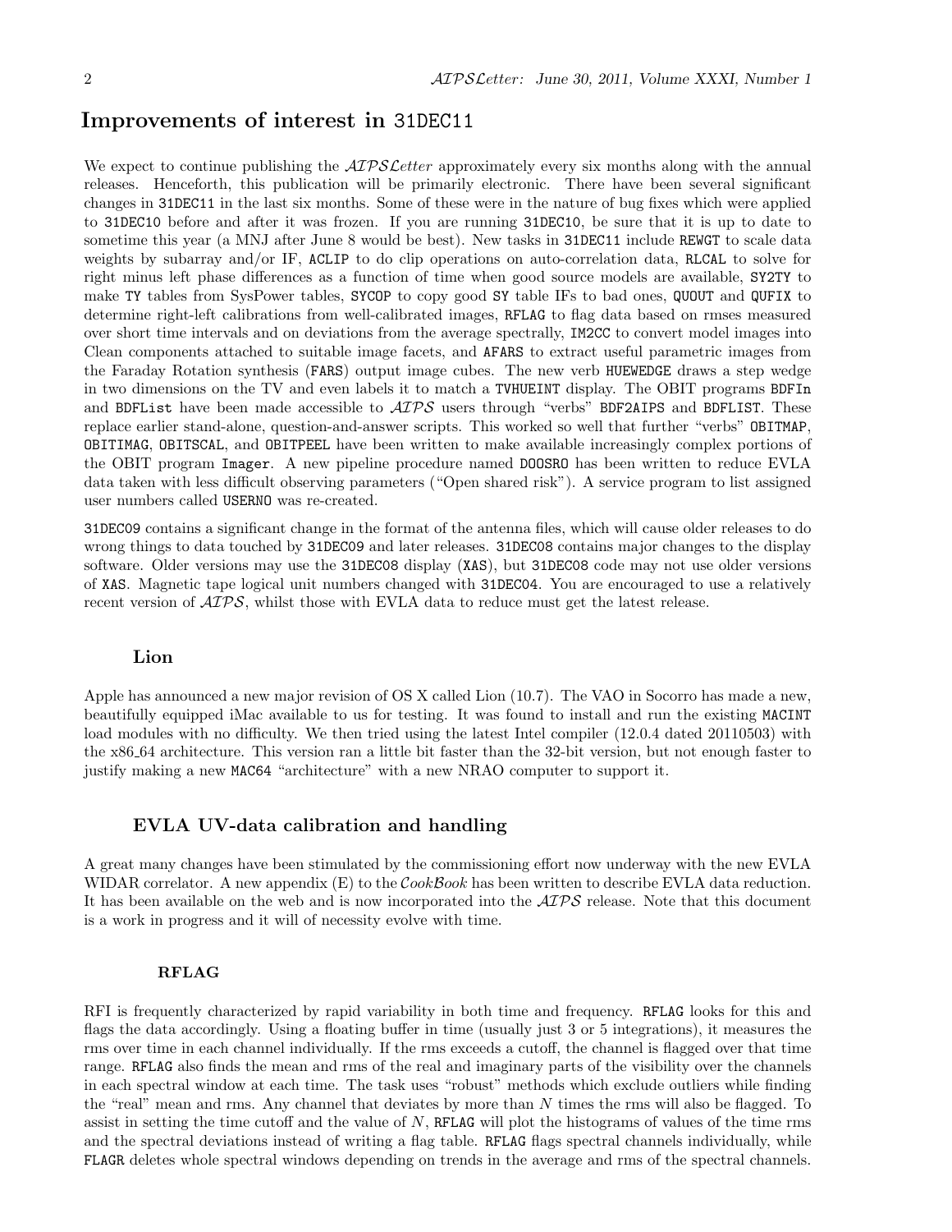## Improvements of interest in 31DEC11

We expect to continue publishing the *AIPSLetter* approximately every six months along with the annual releases. Henceforth, this publication will be primarily electronic. There have been several significant changes in 31DEC11 in the last six months. Some of these were in the nature of bug fixes which were applied to 31DEC10 before and after it was frozen. If you are running 31DEC10, be sure that it is up to date to sometime this year (a MNJ after June 8 would be best). New tasks in 31DEC11 include REWGT to scale data weights by subarray and/or IF, ACLIP to do clip operations on auto-correlation data, RLCAL to solve for right minus left phase differences as a function of time when good source models are available, SY2TY to make TY tables from SysPower tables, SYCOP to copy good SY table IFs to bad ones, QUOUT and QUFIX to determine right-left calibrations from well-calibrated images, RFLAG to flag data based on rmses measured over short time intervals and on deviations from the average spectrally, IM2CC to convert model images into Clean components attached to suitable image facets, and AFARS to extract useful parametric images from the Faraday Rotation synthesis (FARS) output image cubes. The new verb HUEWEDGE draws a step wedge in two dimensions on the TV and even labels it to match a TVHUEINT display. The OBIT programs BDFIn and BDFList have been made accessible to *AIPS* users through "verbs" BDF2AIPS and BDFLIST. These replace earlier stand-alone, question-and-answer scripts. This worked so well that further "verbs" OBITMAP, OBITIMAG, OBITSCAL, and OBITPEEL have been written to make available increasingly complex portions of the OBIT program Imager. A new pipeline procedure named DOOSRO has been written to reduce EVLA data taken with less difficult observing parameters ("Open shared risk"). A service program to list assigned user numbers called USERNO was re-created.

31DEC09 contains a significant change in the format of the antenna files, which will cause older releases to do wrong things to data touched by 31DEC09 and later releases. 31DEC08 contains major changes to the display software. Older versions may use the 31DEC08 display (XAS), but 31DEC08 code may not use older versions of XAS. Magnetic tape logical unit numbers changed with 31DEC04. You are encouraged to use a relatively recent version of *AIPS*, whilst those with EVLA data to reduce must get the latest release.

### Lion

Apple has announced a new major revision of OS X called Lion (10.7). The VAO in Socorro has made a new, beautifully equipped iMac available to us for testing. It was found to install and run the existing MACINT load modules with no difficulty. We then tried using the latest Intel compiler (12.0.4 dated 20110503) with the x86_64 architecture. This version ran a little bit faster than the 32-bit version, but not enough faster to justify making a new MAC64 "architecture" with a new NRAO computer to support it.

### EVLA UV-data calibration and handling

A great many changes have been stimulated by the commissioning effort now underway with the new EVLA WIDAR correlator. A new appendix (E) to the *CookBook* has been written to describe EVLA data reduction. It has been available on the web and is now incorporated into the *AIPS* release. Note that this document is a work in progress and it will of necessity evolve with time.

#### RFLAG

RFI is frequently characterized by rapid variability in both time and frequency. RFLAG looks for this and flags the data accordingly. Using a floating buffer in time (usually just 3 or 5 integrations), it measures the rms over time in each channel individually. If the rms exceeds a cutoff, the channel is flagged over that time range. RFLAG also finds the mean and rms of the real and imaginary parts of the visibility over the channels in each spectral window at each time. The task uses "robust" methods which exclude outliers while finding the "real" mean and rms. Any channel that deviates by more than $N$ times the rms will also be flagged. To assist in setting the time cutoff and the value of $N$, RFLAG will plot the histograms of values of the time rms and the spectral deviations instead of writing a flag table. RFLAG flags spectral channels individually, while FLAGR deletes whole spectral windows depending on trends in the average and rms of the spectral channels.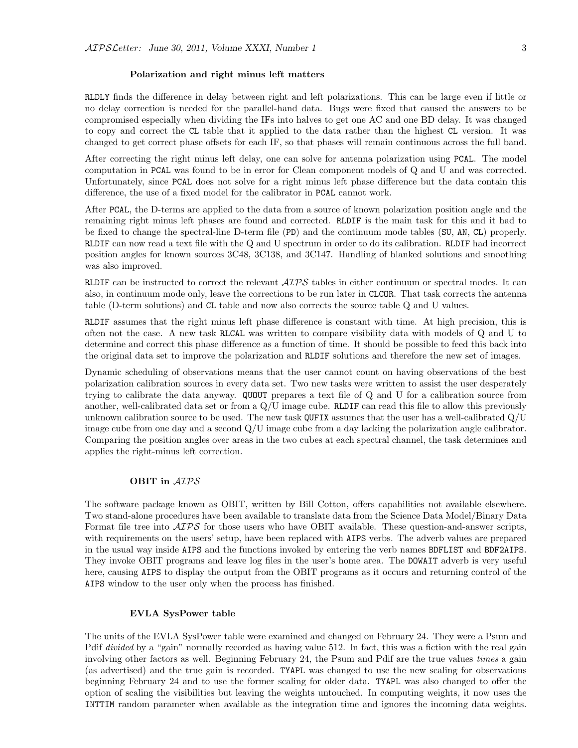### Polarization and right minus left matters

RLDLY finds the difference in delay between right and left polarizations. This can be large even if little or no delay correction is needed for the parallel-hand data. Bugs were fixed that caused the answers to be compromised especially when dividing the IFs into halves to get one AC and one BD delay. It was changed to copy and correct the CL table that it applied to the data rather than the highest CL version. It was changed to get correct phase offsets for each IF, so that phases will remain continuous across the full band.

After correcting the right minus left delay, one can solve for antenna polarization using PCAL. The model computation in PCAL was found to be in error for Clean component models of Q and U and was corrected. Unfortunately, since PCAL does not solve for a right minus left phase difference but the data contain this difference, the use of a fixed model for the calibrator in PCAL cannot work.

After PCAL, the D-terms are applied to the data from a source of known polarization position angle and the remaining right minus left phases are found and corrected. RLDIF is the main task for this and it had to be fixed to change the spectral-line D-term file (PD) and the continuum mode tables (SU, AN, CL) properly. RLDIF can now read a text file with the Q and U spectrum in order to do its calibration. RLDIF had incorrect position angles for known sources 3C48, 3C138, and 3C147. Handling of blanked solutions and smoothing was also improved.

RLDIF can be instructed to correct the relevant *AIPS* tables in either continuum or spectral modes. It can also, in continuum mode only, leave the corrections to be run later in CLCOR. That task corrects the antenna table (D-term solutions) and CL table and now also corrects the source table Q and U values.

RLDIF assumes that the right minus left phase difference is constant with time. At high precision, this is often not the case. A new task RLCAL was written to compare visibility data with models of Q and U to determine and correct this phase difference as a function of time. It should be possible to feed this back into the original data set to improve the polarization and RLDIF solutions and therefore the new set of images.

Dynamic scheduling of observations means that the user cannot count on having observations of the best polarization calibration sources in every data set. Two new tasks were written to assist the user desperately trying to calibrate the data anyway. QUOUT prepares a text file of Q and U for a calibration source from another, well-calibrated data set or from a Q/U image cube. RLDIF can read this file to allow this previously unknown calibration source to be used. The new task QUFIX assumes that the user has a well-calibrated Q/U image cube from one day and a second Q/U image cube from a day lacking the polarization angle calibrator. Comparing the position angles over areas in the two cubes at each spectral channel, the task determines and applies the right-minus left correction.

### OBIT in *AIPS*

The software package known as OBIT, written by Bill Cotton, offers capabilities not available elsewhere. Two stand-alone procedures have been available to translate data from the Science Data Model/Binary Data Format file tree into *AIPS* for those users who have OBIT available. These question-and-answer scripts, with requirements on the users' setup, have been replaced with AIPS verbs. The adverb values are prepared in the usual way inside AIPS and the functions invoked by entering the verb names BDFLIST and BDF2AIPS. They invoke OBIT programs and leave log files in the user's home area. The DOWAIT adverb is very useful here, causing AIPS to display the output from the OBIT programs as it occurs and returning control of the AIPS window to the user only when the process has finished.

### EVLA SysPower table

The units of the EVLA SysPower table were examined and changed on February 24. They were a Psum and Pdif *divided* by a "gain" normally recorded as having value 512. In fact, this was a fiction with the real gain involving other factors as well. Beginning February 24, the Psum and Pdif are the true values *times* a gain (as advertised) and the true gain is recorded. TYAPL was changed to use the new scaling for observations beginning February 24 and to use the former scaling for older data. TYAPL was also changed to offer the option of scaling the visibilities but leaving the weights untouched. In computing weights, it now uses the INTTIM random parameter when available as the integration time and ignores the incoming data weights.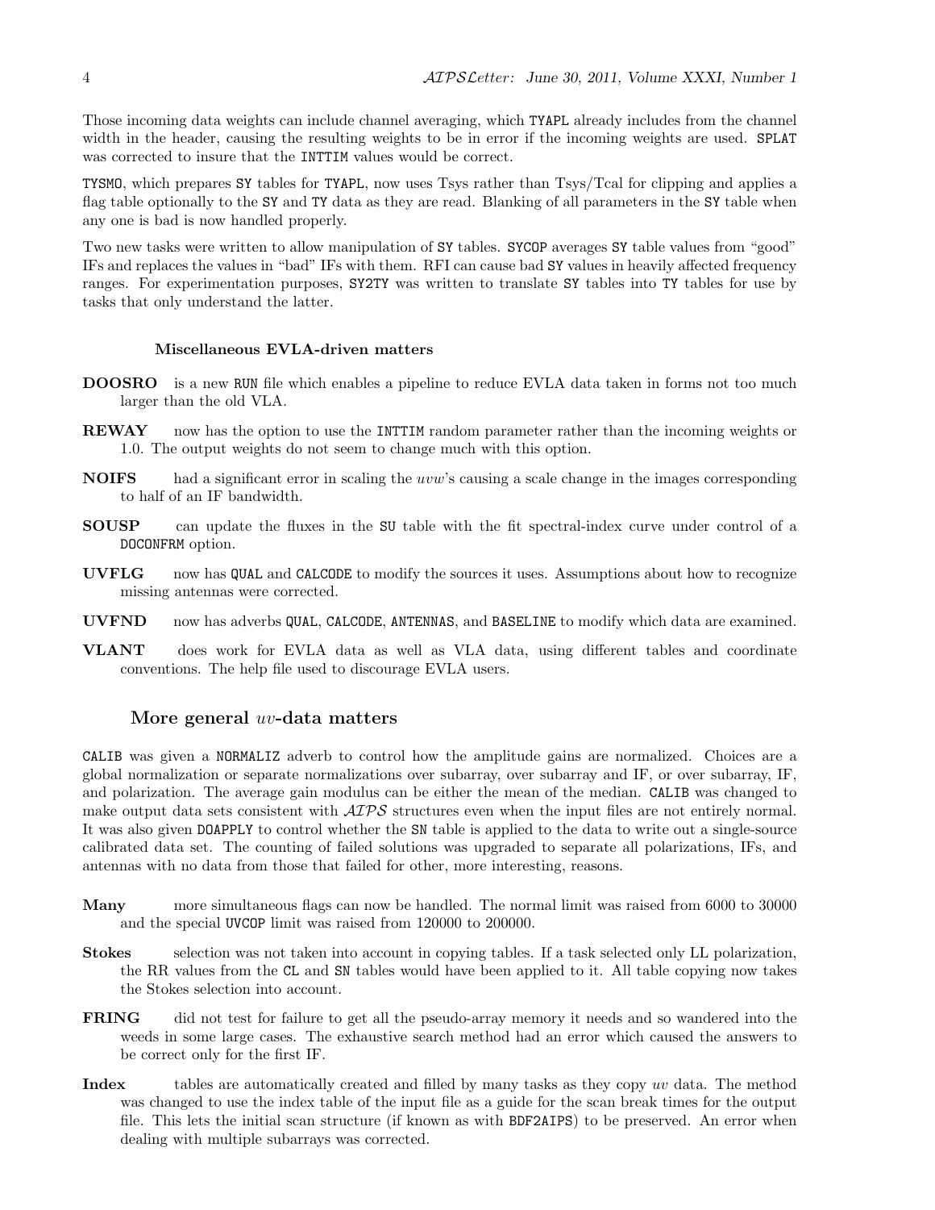Those incoming data weights can include channel averaging, which TYAPL already includes from the channel width in the header, causing the resulting weights to be in error if the incoming weights are used. SPLAT was corrected to insure that the INTTIM values would be correct.

TYSMO, which prepares SY tables for TYAPL, now uses Tsys rather than Tsys/Tcal for clipping and applies a flag table optionally to the SY and TY data as they are read. Blanking of all parameters in the SY table when any one is bad is now handled properly.

Two new tasks were written to allow manipulation of SY tables. SYCOP averages SY table values from "good" IFs and replaces the values in "bad" IFs with them. RFI can cause bad SY values in heavily affected frequency ranges. For experimentation purposes, SY2TY was written to translate SY tables into TY tables for use by tasks that only understand the latter.

#### Miscellaneous EVLA-driven matters

**DOOSRO** is a new RUN file which enables a pipeline to reduce EVLA data taken in forms not too much larger than the old VLA.

**REWAY** now has the option to use the INTTIM random parameter rather than the incoming weights or 1.0. The output weights do not seem to change much with this option.

**NOIFS** had a significant error in scaling the *uvw*'s causing a scale change in the images corresponding to half of an IF bandwidth.

**SOUSP** can update the fluxes in the SU table with the fit spectral-index curve under control of a DOCONFRM option.

**UVFLG** now has QUAL and CALCODE to modify the sources it uses. Assumptions about how to recognize missing antennas were corrected.

**UVFND** now has adverbs QUAL, CALCODE, ANTENNAS, and BASELINE to modify which data are examined.

**VLANT** does work for EVLA data as well as VLA data, using different tables and coordinate conventions. The help file used to discourage EVLA users.

### More general *uv*-data matters

CALIB was given a NORMALIZ adverb to control how the amplitude gains are normalized. Choices are a global normalization or separate normalizations over subarray, over subarray and IF, or over subarray, IF, and polarization. The average gain modulus can be either the mean of the median. CALIB was changed to make output data sets consistent with *AIPS* structures even when the input files are not entirely normal. It was also given DOAPPLY to control whether the SN table is applied to the data to write out a single-source calibrated data set. The counting of failed solutions was upgraded to separate all polarizations, IFs, and antennas with no data from those that failed for other, more interesting, reasons.

**Many** more simultaneous flags can now be handled. The normal limit was raised from 6000 to 30000 and the special UVCOP limit was raised from 120000 to 200000.

**Stokes** selection was not taken into account in copying tables. If a task selected only LL polarization, the RR values from the CL and SN tables would have been applied to it. All table copying now takes the Stokes selection into account.

**FRING** did not test for failure to get all the pseudo-array memory it needs and so wandered into the weeds in some large cases. The exhaustive search method had an error which caused the answers to be correct only for the first IF.

**Index** tables are automatically created and filled by many tasks as they copy *uv* data. The method was changed to use the index table of the input file as a guide for the scan break times for the output file. This lets the initial scan structure (if known as with BDF2AIPS) to be preserved. An error when dealing with multiple subarrays was corrected.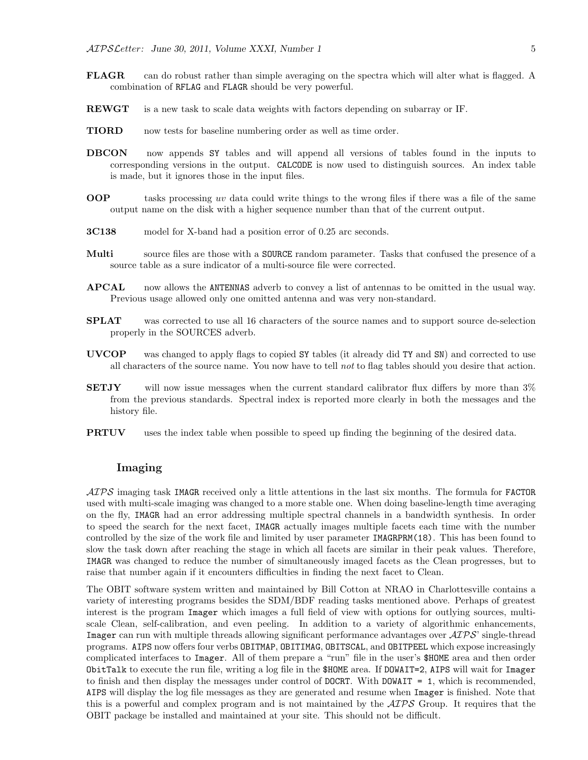**FLAGR** can do robust rather than simple averaging on the spectra which will alter what is flagged. A combination of RFLAG and FLAGR should be very powerful.

**REWGT** is a new task to scale data weights with factors depending on subarray or IF.

**TIORD** now tests for baseline numbering order as well as time order.

**DBCON** now appends SY tables and will append all versions of tables found in the inputs to corresponding versions in the output. CALCODE is now used to distinguish sources. An index table is made, but it ignores those in the input files.

**OOP** tasks processing *uv* data could write things to the wrong files if there was a file of the same output name on the disk with a higher sequence number than that of the current output.

**3C138** model for X-band had a position error of 0.25 arc seconds.

**Multi** source files are those with a SOURCE random parameter. Tasks that confused the presence of a source table as a sure indicator of a multi-source file were corrected.

**APCAL** now allows the ANTENNAS adverb to convey a list of antennas to be omitted in the usual way. Previous usage allowed only one omitted antenna and was very non-standard.

**SPLAT** was corrected to use all 16 characters of the source names and to support source de-selection properly in the SOURCES adverb.

**UVCOP** was changed to apply flags to copied SY tables (it already did TY and SN) and corrected to use all characters of the source name. You now have to tell *not* to flag tables should you desire that action.

**SETJY** will now issue messages when the current standard calibrator flux differs by more than 3% from the previous standards. Spectral index is reported more clearly in both the messages and the history file.

**PRTUV** uses the index table when possible to speed up finding the beginning of the desired data.

### Imaging

*AIPS* imaging task IMAGR received only a little attentions in the last six months. The formula for FACTOR used with multi-scale imaging was changed to a more stable one. When doing baseline-length time averaging on the fly, IMAGR had an error addressing multiple spectral channels in a bandwidth synthesis. In order to speed the search for the next facet, IMAGR actually images multiple facets each time with the number controlled by the size of the work file and limited by user parameter IMAGRPRM(18). This has been found to slow the task down after reaching the stage in which all facets are similar in their peak values. Therefore, IMAGR was changed to reduce the number of simultaneously imaged facets as the Clean progresses, but to raise that number again if it encounters difficulties in finding the next facet to Clean.

The OBIT software system written and maintained by Bill Cotton at NRAO in Charlottesville contains a variety of interesting programs besides the SDM/BDF reading tasks mentioned above. Perhaps of greatest interest is the program Imager which images a full field of view with options for outlying sources, multi-scale Clean, self-calibration, and even peeling. In addition to a variety of algorithmic enhancements, Imager can run with multiple threads allowing significant performance advantages over *AIPS*' single-thread programs. AIPS now offers four verbs OBITMAP, OBITIMAG, OBITSCAL, and OBITPEEL which expose increasingly complicated interfaces to Imager. All of them prepare a "run" file in the user's $HOME area and then order ObitTalk to execute the run file, writing a log file in the $HOME area. If DOWAIT=2, AIPS will wait for Imager to finish and then display the messages under control of DOCRT. With DOWAIT = 1, which is recommended, AIPS will display the log file messages as they are generated and resume when Imager is finished. Note that this is a powerful and complex program and is not maintained by the *AIPS* Group. It requires that the OBIT package be installed and maintained at your site. This should not be difficult.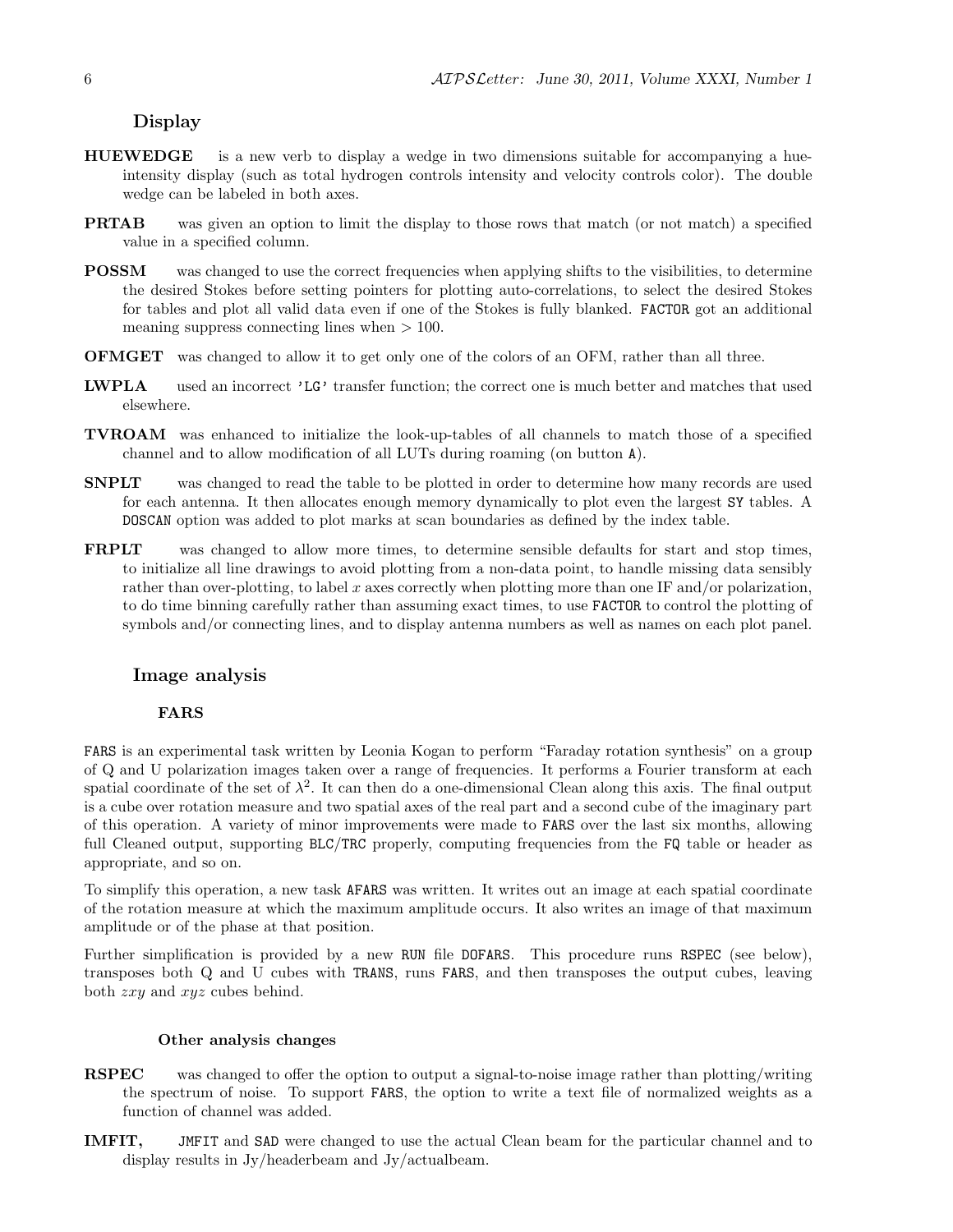### Display

**HUEWEDGE** is a new verb to display a wedge in two dimensions suitable for accompanying a hue-intensity display (such as total hydrogen controls intensity and velocity controls color). The double wedge can be labeled in both axes.

**PRTAB** was given an option to limit the display to those rows that match (or not match) a specified value in a specified column.

**POSSM** was changed to use the correct frequencies when applying shifts to the visibilities, to determine the desired Stokes before setting pointers for plotting auto-correlations, to select the desired Stokes for tables and plot all valid data even if one of the Stokes is fully blanked. `FACTOR` got an additional meaning suppress connecting lines when $> 100$.

**OFMGET** was changed to allow it to get only one of the colors of an OFM, rather than all three.

**LWPLA** used an incorrect `'LG'` transfer function; the correct one is much better and matches that used elsewhere.

**TVROAM** was enhanced to initialize the look-up-tables of all channels to match those of a specified channel and to allow modification of all LUTs during roaming (on button `A`).

**SNPLT** was changed to read the table to be plotted in order to determine how many records are used for each antenna. It then allocates enough memory dynamically to plot even the largest `SY` tables. A `DOSCAN` option was added to plot marks at scan boundaries as defined by the index table.

**FRPLT** was changed to allow more times, to determine sensible defaults for start and stop times, to initialize all line drawings to avoid plotting from a non-data point, to handle missing data sensibly rather than over-plotting, to label $x$ axes correctly when plotting more than one IF and/or polarization, to do time binning carefully rather than assuming exact times, to use `FACTOR` to control the plotting of symbols and/or connecting lines, and to display antenna numbers as well as names on each plot panel.

### Image analysis

#### FARS

`FARS` is an experimental task written by Leonia Kogan to perform "Faraday rotation synthesis" on a group of Q and U polarization images taken over a range of frequencies. It performs a Fourier transform at each spatial coordinate of the set of $\lambda^2$. It can then do a one-dimensional Clean along this axis. The final output is a cube over rotation measure and two spatial axes of the real part and a second cube of the imaginary part of this operation. A variety of minor improvements were made to `FARS` over the last six months, allowing full Cleaned output, supporting `BLC`/`TRC` properly, computing frequencies from the `FQ` table or header as appropriate, and so on.

To simplify this operation, a new task `AFARS` was written. It writes out an image at each spatial coordinate of the rotation measure at which the maximum amplitude occurs. It also writes an image of that maximum amplitude or of the phase at that position.

Further simplification is provided by a new `RUN` file `DOFARS`. This procedure runs `RSPEC` (see below), transposes both Q and U cubes with `TRANS`, runs `FARS`, and then transposes the output cubes, leaving both $zxy$ and $xyz$ cubes behind.

#### Other analysis changes

**RSPEC** was changed to offer the option to output a signal-to-noise image rather than plotting/writing the spectrum of noise. To support `FARS`, the option to write a text file of normalized weights as a function of channel was added.

**IMFIT,** `JMFIT` and `SAD` were changed to use the actual Clean beam for the particular channel and to display results in Jy/headerbeam and Jy/actualbeam.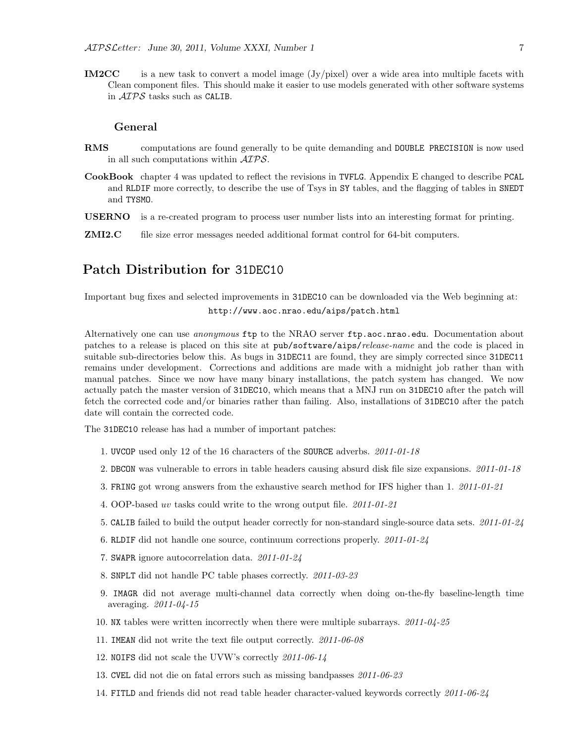**IM2CC** is a new task to convert a model image (Jy/pixel) over a wide area into multiple facets with Clean component files. This should make it easier to use models generated with other software systems in *AIPS* tasks such as `CALIB`.

### General

**RMS** computations are found generally to be quite demanding and `DOUBLE PRECISION` is now used in all such computations within *AIPS*.

**CookBook** chapter 4 was updated to reflect the revisions in `TVFLG`. Appendix E changed to describe `PCAL` and `RLDIF` more correctly, to describe the use of Tsys in `SY` tables, and the flagging of tables in `SNEDT` and `TYSMO`.

**USERNO** is a re-created program to process user number lists into an interesting format for printing.

**ZMI2.C** file size error messages needed additional format control for 64-bit computers.

## Patch Distribution for 31DEC10

Important bug fixes and selected improvements in `31DEC10` can be downloaded via the Web beginning at:

`http://www.aoc.nrao.edu/aips/patch.html`

Alternatively one can use *anonymous* `ftp` to the NRAO server `ftp.aoc.nrao.edu`. Documentation about patches to a release is placed on this site at `pub/software/aips/`*release-name* and the code is placed in suitable sub-directories below this. As bugs in `31DEC11` are found, they are simply corrected since `31DEC11` remains under development. Corrections and additions are made with a midnight job rather than with manual patches. Since we now have many binary installations, the patch system has changed. We now actually patch the master version of `31DEC10`, which means that a MNJ run on `31DEC10` after the patch will fetch the corrected code and/or binaries rather than failing. Also, installations of `31DEC10` after the patch date will contain the corrected code.

The `31DEC10` release has had a number of important patches:

1. `UVCOP` used only 12 of the 16 characters of the `SOURCE` adverbs. *2011-01-18*
2. `DBCON` was vulnerable to errors in table headers causing absurd disk file size expansions. *2011-01-18*
3. `FRING` got wrong answers from the exhaustive search method for IFS higher than 1. *2011-01-21*
4. OOP-based *uv* tasks could write to the wrong output file. *2011-01-21*
5. `CALIB` failed to build the output header correctly for non-standard single-source data sets. *2011-01-24*
6. `RLDIF` did not handle one source, continuum corrections properly. *2011-01-24*
7. `SWAPR` ignore autocorrelation data. *2011-01-24*
8. `SNPLT` did not handle PC table phases correctly. *2011-03-23*
9. `IMAGR` did not average multi-channel data correctly when doing on-the-fly baseline-length time averaging. *2011-04-15*
10. `NX` tables were written incorrectly when there were multiple subarrays. *2011-04-25*
11. `IMEAN` did not write the text file output correctly. *2011-06-08*
12. `NOIFS` did not scale the UVW's correctly *2011-06-14*
13. `CVEL` did not die on fatal errors such as missing bandpasses *2011-06-23*
14. `FITLD` and friends did not read table header character-valued keywords correctly *2011-06-24*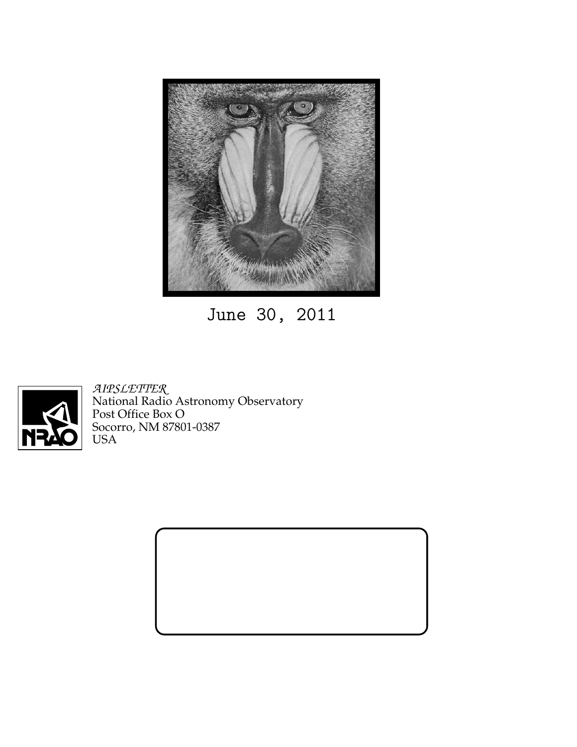June 30, 2011

*AIPSLETTER*
National Radio Astronomy Observatory
Post Office Box O
Socorro, NM 87801-0387
USA